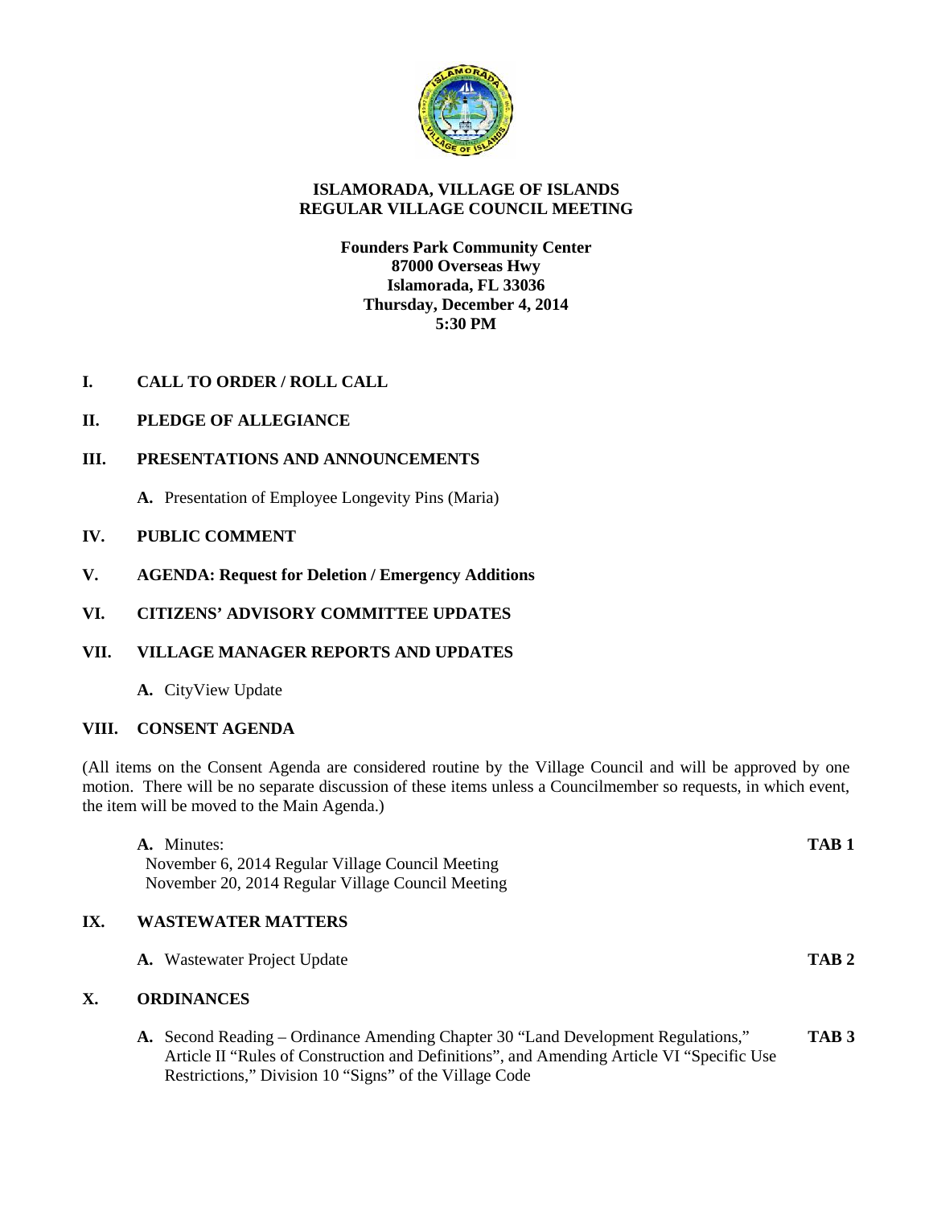# ISLAMORADA, VILLAGE OF ISLANDS
# REGULAR VILLAGE COUNCIL MEETING

**Founders Park Community Center**
**87000 Overseas Hwy**
**Islamorada, FL 33036**
**Thursday, December 4, 2014**
**5:30 PM**

## I. CALL TO ORDER / ROLL CALL

## II. PLEDGE OF ALLEGIANCE

## III. PRESENTATIONS AND ANNOUNCEMENTS

**A.** Presentation of Employee Longevity Pins (Maria)

## IV. PUBLIC COMMENT

## V. AGENDA: Request for Deletion / Emergency Additions

## VI. CITIZENS' ADVISORY COMMITTEE UPDATES

## VII. VILLAGE MANAGER REPORTS AND UPDATES

**A.** CityView Update

## VIII. CONSENT AGENDA

(All items on the Consent Agenda are considered routine by the Village Council and will be approved by one motion. There will be no separate discussion of these items unless a Councilmember so requests, in which event, the item will be moved to the Main Agenda.)

**A.** Minutes: **TAB 1**
November 6, 2014 Regular Village Council Meeting
November 20, 2014 Regular Village Council Meeting

## IX. WASTEWATER MATTERS

**A.** Wastewater Project Update **TAB 2**

## X. ORDINANCES

**A.** Second Reading – Ordinance Amending Chapter 30 "Land Development Regulations," Article II "Rules of Construction and Definitions", and Amending Article VI "Specific Use Restrictions," Division 10 "Signs" of the Village Code **TAB 3**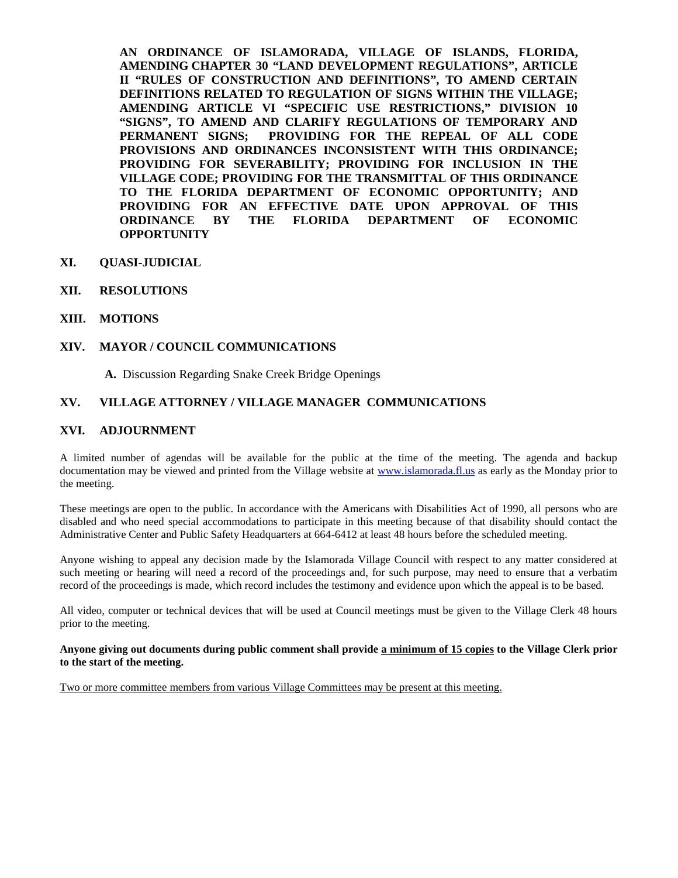**AN ORDINANCE OF ISLAMORADA, VILLAGE OF ISLANDS, FLORIDA, AMENDING CHAPTER 30 "LAND DEVELOPMENT REGULATIONS", ARTICLE II "RULES OF CONSTRUCTION AND DEFINITIONS", TO AMEND CERTAIN DEFINITIONS RELATED TO REGULATION OF SIGNS WITHIN THE VILLAGE; AMENDING ARTICLE VI "SPECIFIC USE RESTRICTIONS," DIVISION 10 "SIGNS", TO AMEND AND CLARIFY REGULATIONS OF TEMPORARY AND PERMANENT SIGNS; PROVIDING FOR THE REPEAL OF ALL CODE PROVISIONS AND ORDINANCES INCONSISTENT WITH THIS ORDINANCE; PROVIDING FOR SEVERABILITY; PROVIDING FOR INCLUSION IN THE VILLAGE CODE; PROVIDING FOR THE TRANSMITTAL OF THIS ORDINANCE TO THE FLORIDA DEPARTMENT OF ECONOMIC OPPORTUNITY; AND PROVIDING FOR AN EFFECTIVE DATE UPON APPROVAL OF THIS ORDINANCE BY THE FLORIDA DEPARTMENT OF ECONOMIC OPPORTUNITY**

## XI. QUASI-JUDICIAL

## XII. RESOLUTIONS

## XIII. MOTIONS

## XIV. MAYOR / COUNCIL COMMUNICATIONS

**A.** Discussion Regarding Snake Creek Bridge Openings

## XV. VILLAGE ATTORNEY / VILLAGE MANAGER COMMUNICATIONS

## XVI. ADJOURNMENT

A limited number of agendas will be available for the public at the time of the meeting. The agenda and backup documentation may be viewed and printed from the Village website at www.islamorada.fl.us as early as the Monday prior to the meeting.

These meetings are open to the public. In accordance with the Americans with Disabilities Act of 1990, all persons who are disabled and who need special accommodations to participate in this meeting because of that disability should contact the Administrative Center and Public Safety Headquarters at 664-6412 at least 48 hours before the scheduled meeting.

Anyone wishing to appeal any decision made by the Islamorada Village Council with respect to any matter considered at such meeting or hearing will need a record of the proceedings and, for such purpose, may need to ensure that a verbatim record of the proceedings is made, which record includes the testimony and evidence upon which the appeal is to be based.

All video, computer or technical devices that will be used at Council meetings must be given to the Village Clerk 48 hours prior to the meeting.

**Anyone giving out documents during public comment shall provide a minimum of 15 copies to the Village Clerk prior to the start of the meeting.**

Two or more committee members from various Village Committees may be present at this meeting.